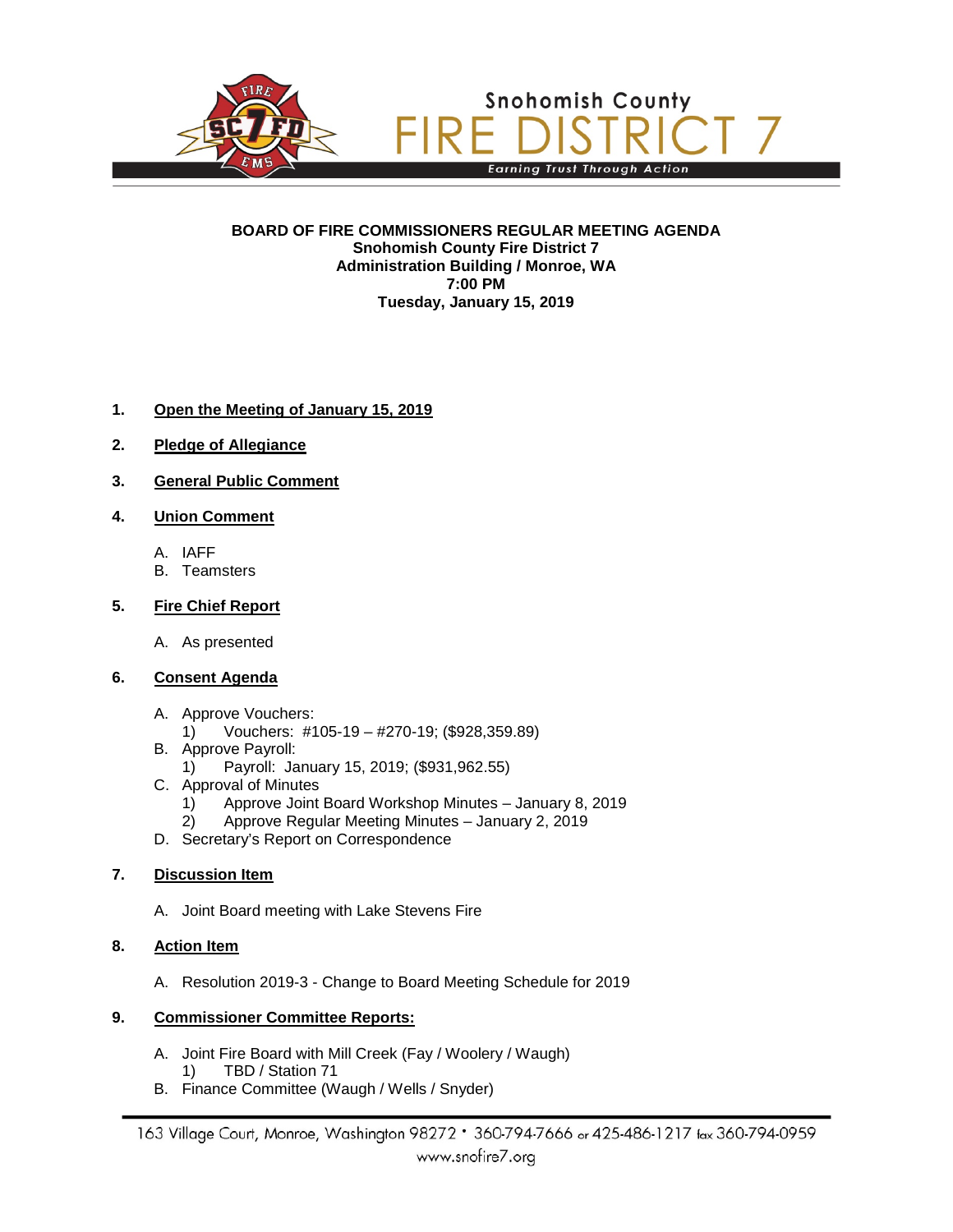Snohomish County

# FIRE DISTRICT 7

*Earning Trust Through Action*

**BOARD OF FIRE COMMISSIONERS REGULAR MEETING AGENDA**
**Snohomish County Fire District 7**
**Administration Building / Monroe, WA**
**7:00 PM**
**Tuesday, January 15, 2019**

1. **Open the Meeting of January 15, 2019**

2. **Pledge of Allegiance**

3. **General Public Comment**

4. **Union Comment**

   A. IAFF
   B. Teamsters

5. **Fire Chief Report**

   A. As presented

6. **Consent Agenda**

   A. Approve Vouchers:
      1) Vouchers: #105-19 – #270-19; ($928,359.89)
   B. Approve Payroll:
      1) Payroll: January 15, 2019; ($931,962.55)
   C. Approval of Minutes
      1) Approve Joint Board Workshop Minutes – January 8, 2019
      2) Approve Regular Meeting Minutes – January 2, 2019
   D. Secretary's Report on Correspondence

7. **Discussion Item**

   A. Joint Board meeting with Lake Stevens Fire

8. **Action Item**

   A. Resolution 2019-3 - Change to Board Meeting Schedule for 2019

9. **Commissioner Committee Reports:**

   A. Joint Fire Board with Mill Creek (Fay / Woolery / Waugh)
      1) TBD / Station 71
   B. Finance Committee (Waugh / Wells / Snyder)

163 Village Court, Monroe, Washington 98272 • 360-794-7666 or 425-486-1217 fax 360-794-0959
www.snofire7.org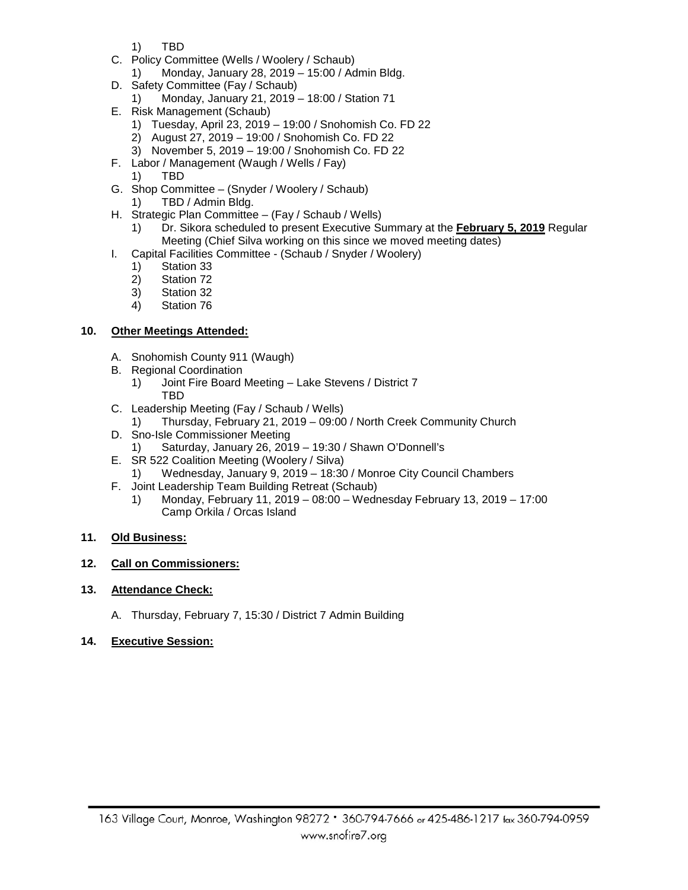1) TBD

C. Policy Committee (Wells / Woolery / Schaub)
   1) Monday, January 28, 2019 – 15:00 / Admin Bldg.

D. Safety Committee (Fay / Schaub)
   1) Monday, January 21, 2019 – 18:00 / Station 71

E. Risk Management (Schaub)
   1) Tuesday, April 23, 2019 – 19:00 / Snohomish Co. FD 22
   2) August 27, 2019 – 19:00 / Snohomish Co. FD 22
   3) November 5, 2019 – 19:00 / Snohomish Co. FD 22

F. Labor / Management (Waugh / Wells / Fay)
   1) TBD

G. Shop Committee – (Snyder / Woolery / Schaub)
   1) TBD / Admin Bldg.

H. Strategic Plan Committee – (Fay / Schaub / Wells)
   1) Dr. Sikora scheduled to present Executive Summary at the **February 5, 2019** Regular Meeting (Chief Silva working on this since we moved meeting dates)

I. Capital Facilities Committee - (Schaub / Snyder / Woolery)
   1) Station 33
   2) Station 72
   3) Station 32
   4) Station 76

**10. Other Meetings Attended:**

A. Snohomish County 911 (Waugh)

B. Regional Coordination
   1) Joint Fire Board Meeting – Lake Stevens / District 7
      TBD

C. Leadership Meeting (Fay / Schaub / Wells)
   1) Thursday, February 21, 2019 – 09:00 / North Creek Community Church

D. Sno-Isle Commissioner Meeting
   1) Saturday, January 26, 2019 – 19:30 / Shawn O'Donnell's

E. SR 522 Coalition Meeting (Woolery / Silva)
   1) Wednesday, January 9, 2019 – 18:30 / Monroe City Council Chambers

F. Joint Leadership Team Building Retreat (Schaub)
   1) Monday, February 11, 2019 – 08:00 – Wednesday February 13, 2019 – 17:00
      Camp Orkila / Orcas Island

**11. Old Business:**

**12. Call on Commissioners:**

**13. Attendance Check:**

A. Thursday, February 7, 15:30 / District 7 Admin Building

**14. Executive Session:**